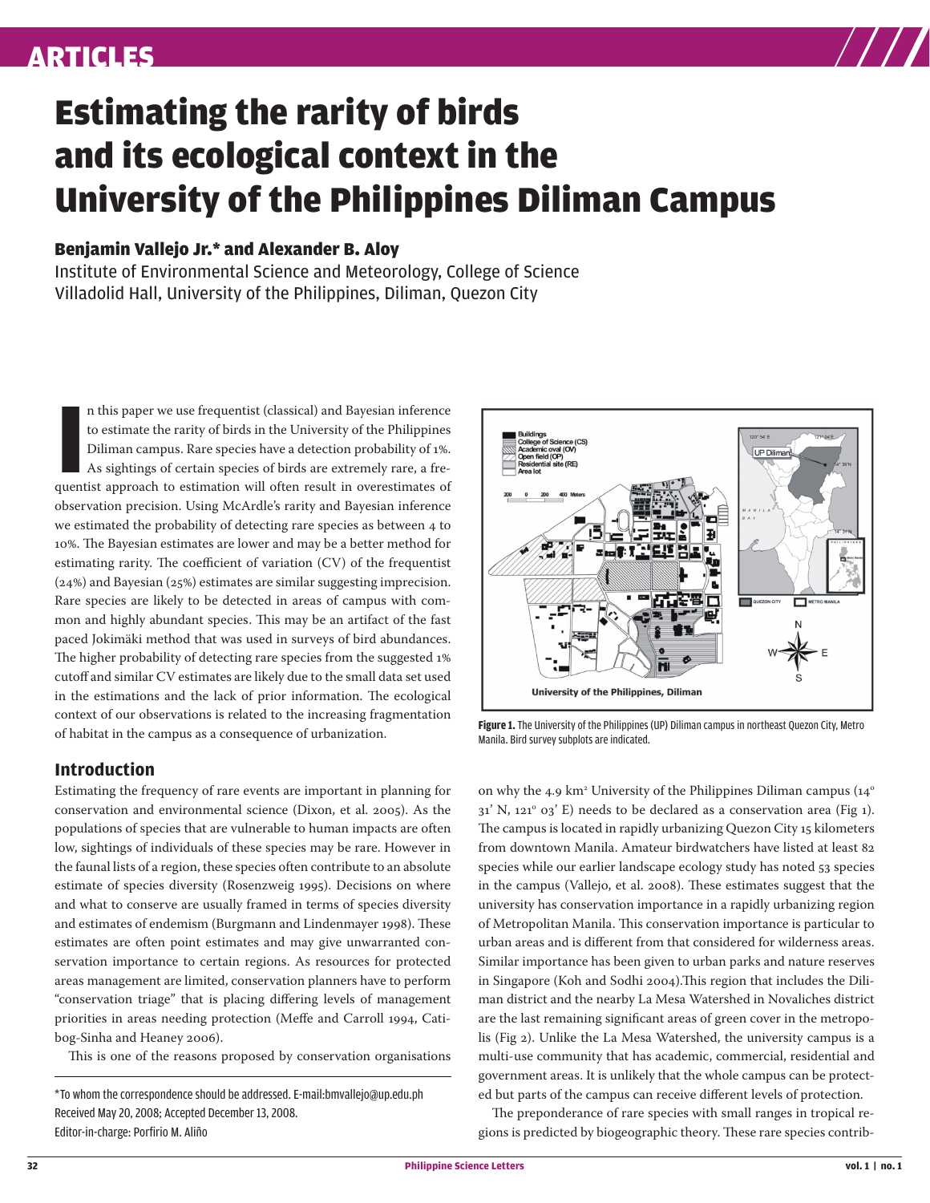# Estimating the rarity of birds and its ecological context in the University of the Philippines Diliman Campus

**Benjamin Vallejo Jr.\* and Alexander B. Aloy**

Institute of Environmental Science and Meteorology, College of Science
Villadolid Hall, University of the Philippines, Diliman, Quezon City

In this paper we use frequentist (classical) and Bayesian inference to estimate the rarity of birds in the University of the Philippines Diliman campus. Rare species have a detection probability of 1%. As sightings of certain species of birds are extremely rare, a frequentist approach to estimation will often result in overestimates of observation precision. Using McArdle's rarity and Bayesian inference we estimated the probability of detecting rare species as between 4 to 10%. The Bayesian estimates are lower and may be a better method for estimating rarity. The coefficient of variation (CV) of the frequentist (24%) and Bayesian (25%) estimates are similar suggesting imprecision. Rare species are likely to be detected in areas of campus with common and highly abundant species. This may be an artifact of the fast paced Jokimäki method that was used in surveys of bird abundances. The higher probability of detecting rare species from the suggested 1% cutoff and similar CV estimates are likely due to the small data set used in the estimations and the lack of prior information. The ecological context of our observations is related to the increasing fragmentation of habitat in the campus as a consequence of urbanization.

## Introduction

Estimating the frequency of rare events are important in planning for conservation and environmental science (Dixon, et al. 2005). As the populations of species that are vulnerable to human impacts are often low, sightings of individuals of these species may be rare. However in the faunal lists of a region, these species often contribute to an absolute estimate of species diversity (Rosenzweig 1995). Decisions on where and what to conserve are usually framed in terms of species diversity and estimates of endemism (Burgmann and Lindenmayer 1998). These estimates are often point estimates and may give unwarranted conservation importance to certain regions. As resources for protected areas management are limited, conservation planners have to perform "conservation triage" that is placing differing levels of management priorities in areas needing protection (Meffe and Carroll 1994, Catibog-Sinha and Heaney 2006).

This is one of the reasons proposed by conservation organisations on why the 4.9 $km^2$ University of the Philippines Diliman campus (14° 31' N, 121° 03' E) needs to be declared as a conservation area (Fig 1). The campus is located in rapidly urbanizing Quezon City 15 kilometers from downtown Manila. Amateur birdwatchers have listed at least 82 species while our earlier landscape ecology study has noted 53 species in the campus (Vallejo, et al. 2008). These estimates suggest that the university has conservation importance in a rapidly urbanizing region of Metropolitan Manila. This conservation importance is particular to urban areas and is different from that considered for wilderness areas. Similar importance has been given to urban parks and nature reserves in Singapore (Koh and Sodhi 2004).This region that includes the Diliman district and the nearby La Mesa Watershed in Novaliches district are the last remaining significant areas of green cover in the metropolis (Fig 2). Unlike the La Mesa Watershed, the university campus is a multi-use community that has academic, commercial, residential and government areas. It is unlikely that the whole campus can be protected but parts of the campus can receive different levels of protection.

The preponderance of rare species with small ranges in tropical regions is predicted by biogeographic theory. These rare species contrib-

**Figure 1.** The University of the Philippines (UP) Diliman campus in northeast Quezon City, Metro Manila. Bird survey subplots are indicated.

\*To whom the correspondence should be addressed. E-mail:bmvallejo@up.edu.ph
Received May 20, 2008; Accepted December 13, 2008.
Editor-in-charge: Porfirio M. Aliño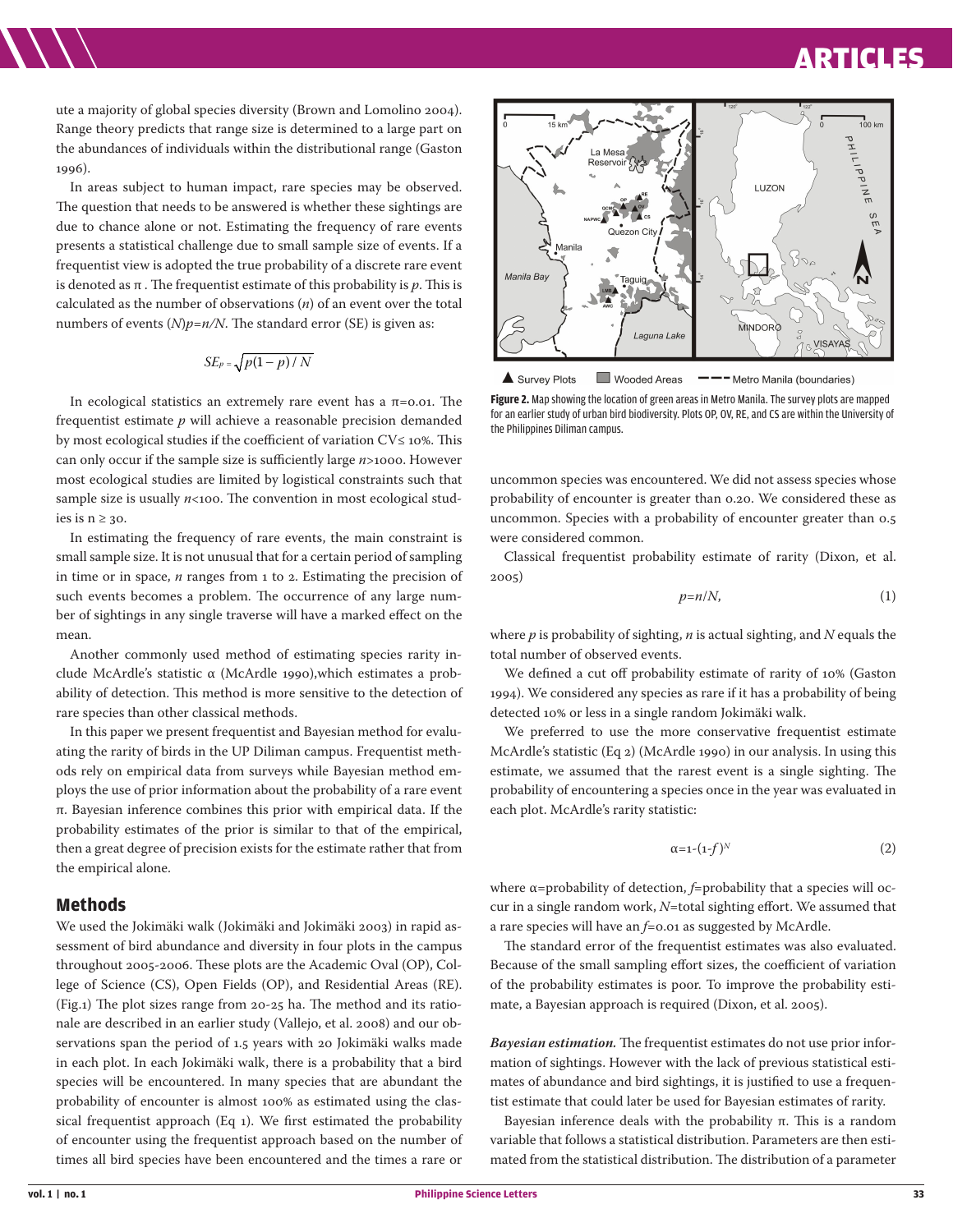ute a majority of global species diversity (Brown and Lomolino 2004). Range theory predicts that range size is determined to a large part on the abundances of individuals within the distributional range (Gaston 1996).

In areas subject to human impact, rare species may be observed. The question that needs to be answered is whether these sightings are due to chance alone or not. Estimating the frequency of rare events presents a statistical challenge due to small sample size of events. If a frequentist view is adopted the true probability of a discrete rare event is denoted as π . The frequentist estimate of this probability is *p*. This is calculated as the number of observations (*n*) of an event over the total numbers of events (*N*)*p=n/N*. The standard error (SE) is given as:

$$SE_p = \sqrt{p(1-p)/N}$$

In ecological statistics an extremely rare event has a π=0.01. The frequentist estimate *p* will achieve a reasonable precision demanded by most ecological studies if the coefficient of variation CV≤ 10%. This can only occur if the sample size is sufficiently large *n*>1000. However most ecological studies are limited by logistical constraints such that sample size is usually *n*<100. The convention in most ecological studies is n ≥ 30.

In estimating the frequency of rare events, the main constraint is small sample size. It is not unusual that for a certain period of sampling in time or in space, *n* ranges from 1 to 2. Estimating the precision of such events becomes a problem. The occurrence of any large number of sightings in any single traverse will have a marked effect on the mean.

Another commonly used method of estimating species rarity include McArdle's statistic α (McArdle 1990),which estimates a probability of detection. This method is more sensitive to the detection of rare species than other classical methods.

In this paper we present frequentist and Bayesian method for evaluating the rarity of birds in the UP Diliman campus. Frequentist methods rely on empirical data from surveys while Bayesian method employs the use of prior information about the probability of a rare event π. Bayesian inference combines this prior with empirical data. If the probability estimates of the prior is similar to that of the empirical, then a great degree of precision exists for the estimate rather that from the empirical alone.

## Methods

We used the Jokimäki walk (Jokimäki and Jokimäki 2003) in rapid assessment of bird abundance and diversity in four plots in the campus throughout 2005-2006. These plots are the Academic Oval (OP), College of Science (CS), Open Fields (OP), and Residential Areas (RE). (Fig.1) The plot sizes range from 20-25 ha. The method and its rationale are described in an earlier study (Vallejo, et al. 2008) and our observations span the period of 1.5 years with 20 Jokimäki walks made in each plot. In each Jokimäki walk, there is a probability that a bird species will be encountered. In many species that are abundant the probability of encounter is almost 100% as estimated using the classical frequentist approach (Eq 1). We first estimated the probability of encounter using the frequentist approach based on the number of times all bird species have been encountered and the times a rare or uncommon species was encountered. We did not assess species whose probability of encounter is greater than 0.20. We considered these as uncommon. Species with a probability of encounter greater than 0.5 were considered common.

**Figure 2.** Map showing the location of green areas in Metro Manila. The survey plots are mapped for an earlier study of urban bird biodiversity. Plots OP, OV, RE, and CS are within the University of the Philippines Diliman campus.

Classical frequentist probability estimate of rarity (Dixon, et al. 2005)

$$p=n/N, \tag{1}$$

where *p* is probability of sighting, *n* is actual sighting, and *N* equals the total number of observed events.

We defined a cut off probability estimate of rarity of 10% (Gaston 1994). We considered any species as rare if it has a probability of being detected 10% or less in a single random Jokimäki walk.

We preferred to use the more conservative frequentist estimate McArdle's statistic (Eq 2) (McArdle 1990) in our analysis. In using this estimate, we assumed that the rarest event is a single sighting. The probability of encountering a species once in the year was evaluated in each plot. McArdle's rarity statistic:

$$\alpha=1-(1-f)^N \tag{2}$$

where α=probability of detection, *f*=probability that a species will occur in a single random work, *N*=total sighting effort. We assumed that a rare species will have an *f*=0.01 as suggested by McArdle.

The standard error of the frequentist estimates was also evaluated. Because of the small sampling effort sizes, the coefficient of variation of the probability estimates is poor. To improve the probability estimate, a Bayesian approach is required (Dixon, et al. 2005).

***Bayesian estimation.*** The frequentist estimates do not use prior information of sightings. However with the lack of previous statistical estimates of abundance and bird sightings, it is justified to use a frequentist estimate that could later be used for Bayesian estimates of rarity.

Bayesian inference deals with the probability π. This is a random variable that follows a statistical distribution. Parameters are then estimated from the statistical distribution. The distribution of a parameter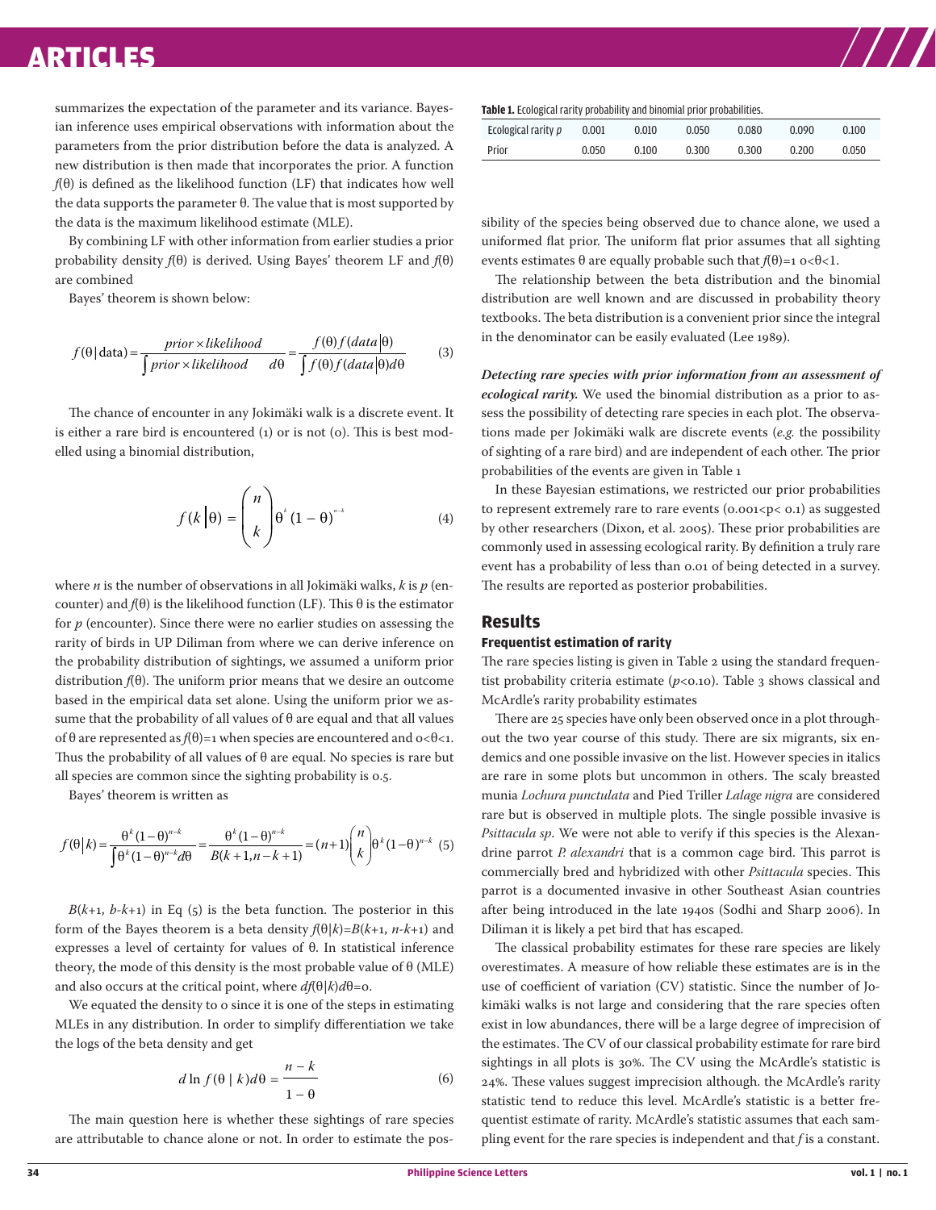summarizes the expectation of the parameter and its variance. Bayesian inference uses empirical observations with information about the parameters from the prior distribution before the data is analyzed. A new distribution is then made that incorporates the prior. A function $f(\theta)$ is defined as the likelihood function (LF) that indicates how well the data supports the parameter θ. The value that is most supported by the data is the maximum likelihood estimate (MLE).

By combining LF with other information from earlier studies a prior probability density $f(\theta)$ is derived. Using Bayes' theorem LF and $f(\theta)$ are combined

Bayes' theorem is shown below:

$$f(\theta|\text{data}) = \frac{prior \times likelihood}{\int prior \times likelihood \quad d\theta} = \frac{f(\theta)f(data|\theta)}{\int f(\theta)f(data|\theta)d\theta} \quad (3)$$

The chance of encounter in any Jokimäki walk is a discrete event. It is either a rare bird is encountered (1) or is not (0). This is best modelled using a binomial distribution,

$$f(k|\theta) = \binom{n}{k}\theta^{k}(1-\theta)^{n-k} \quad (4)$$

where $n$ is the number of observations in all Jokimäki walks, $k$ is $p$ (encounter) and $f(\theta)$ is the likelihood function (LF). This θ is the estimator for $p$ (encounter). Since there were no earlier studies on assessing the rarity of birds in UP Diliman from where we can derive inference on the probability distribution of sightings, we assumed a uniform prior distribution $f(\theta)$. The uniform prior means that we desire an outcome based in the empirical data set alone. Using the uniform prior we assume that the probability of all values of θ are equal and that all values of θ are represented as $f(\theta)=1$ when species are encountered and $0<\theta<1$. Thus the probability of all values of θ are equal. No species is rare but all species are common since the sighting probability is 0.5.

Bayes' theorem is written as

$$f(\theta|k) = \frac{\theta^{k}(1-\theta)^{n-k}}{\int \theta^{k}(1-\theta)^{n-k}d\theta} = \frac{\theta^{k}(1-\theta)^{n-k}}{B(k+1, n-k+1)} = (n+1)\binom{n}{k}\theta^{k}(1-\theta)^{n-k} \quad (5)$$

$B(k+1, b-k+1)$ in Eq (5) is the beta function. The posterior in this form of the Bayes theorem is a beta density $f(\theta|k)=B(k+1, n-k+1)$ and expresses a level of certainty for values of θ. In statistical inference theory, the mode of this density is the most probable value of θ (MLE) and also occurs at the critical point, where $df(\theta|k)d\theta=0$.

We equated the density to 0 since it is one of the steps in estimating MLEs in any distribution. In order to simplify differentiation we take the logs of the beta density and get

$$d \ln f(\theta \mid k)d\theta = \frac{n-k}{1-\theta} \quad (6)$$

The main question here is whether these sightings of rare species are attributable to chance alone or not. In order to estimate the possibility of the species being observed due to chance alone, we used a uniformed flat prior. The uniform flat prior assumes that all sighting events estimates θ are equally probable such that $f(\theta)=1$ $0<\theta<1$.

The relationship between the beta distribution and the binomial distribution are well known and are discussed in probability theory textbooks. The beta distribution is a convenient prior since the integral in the denominator can be easily evaluated (Lee 1989).

***Detecting rare species with prior information from an assessment of ecological rarity.*** We used the binomial distribution as a prior to assess the possibility of detecting rare species in each plot. The observations made per Jokimäki walk are discrete events (*e.g.* the possibility of sighting of a rare bird) and are independent of each other. The prior probabilities of the events are given in Table 1

**Table 1.** Ecological rarity probability and binomial prior probabilities.

| Ecological rarity $p$ | 0.001 | 0.010 | 0.050 | 0.080 | 0.090 | 0.100 |
|---|---|---|---|---|---|---|
| Prior | 0.050 | 0.100 | 0.300 | 0.300 | 0.200 | 0.050 |

In these Bayesian estimations, we restricted our prior probabilities to represent extremely rare to rare events ($0.001<p<0.1$) as suggested by other researchers (Dixon, et al. 2005). These prior probabilities are commonly used in assessing ecological rarity. By definition a truly rare event has a probability of less than 0.01 of being detected in a survey. The results are reported as posterior probabilities.

## Results

### Frequentist estimation of rarity

The rare species listing is given in Table 2 using the standard frequentist probability criteria estimate ($p<0.10$). Table 3 shows classical and McArdle's rarity probability estimates

There are 25 species have only been observed once in a plot throughout the two year course of this study. There are six migrants, six endemics and one possible invasive on the list. However species in italics are rare in some plots but uncommon in others. The scaly breasted munia *Lochura punctulata* and Pied Triller *Lalage nigra* are considered rare but is observed in multiple plots. The single possible invasive is *Psittacula sp*. We were not able to verify if this species is the Alexandrine parrot *P. alexandri* that is a common cage bird. This parrot is commercially bred and hybridized with other *Psittacula* species. This parrot is a documented invasive in other Southeast Asian countries after being introduced in the late 1940s (Sodhi and Sharp 2006). In Diliman it is likely a pet bird that has escaped.

The classical probability estimates for these rare species are likely overestimates. A measure of how reliable these estimates are is in the use of coefficient of variation (CV) statistic. Since the number of Jokimäki walks is not large and considering that the rare species often exist in low abundances, there will be a large degree of imprecision of the estimates. The CV of our classical probability estimate for rare bird sightings in all plots is 30%. The CV using the McArdle's statistic is 24%. These values suggest imprecision although. the McArdle's rarity statistic tend to reduce this level. McArdle's statistic is a better frequentist estimate of rarity. McArdle's statistic assumes that each sampling event for the rare species is independent and that $f$ is a constant.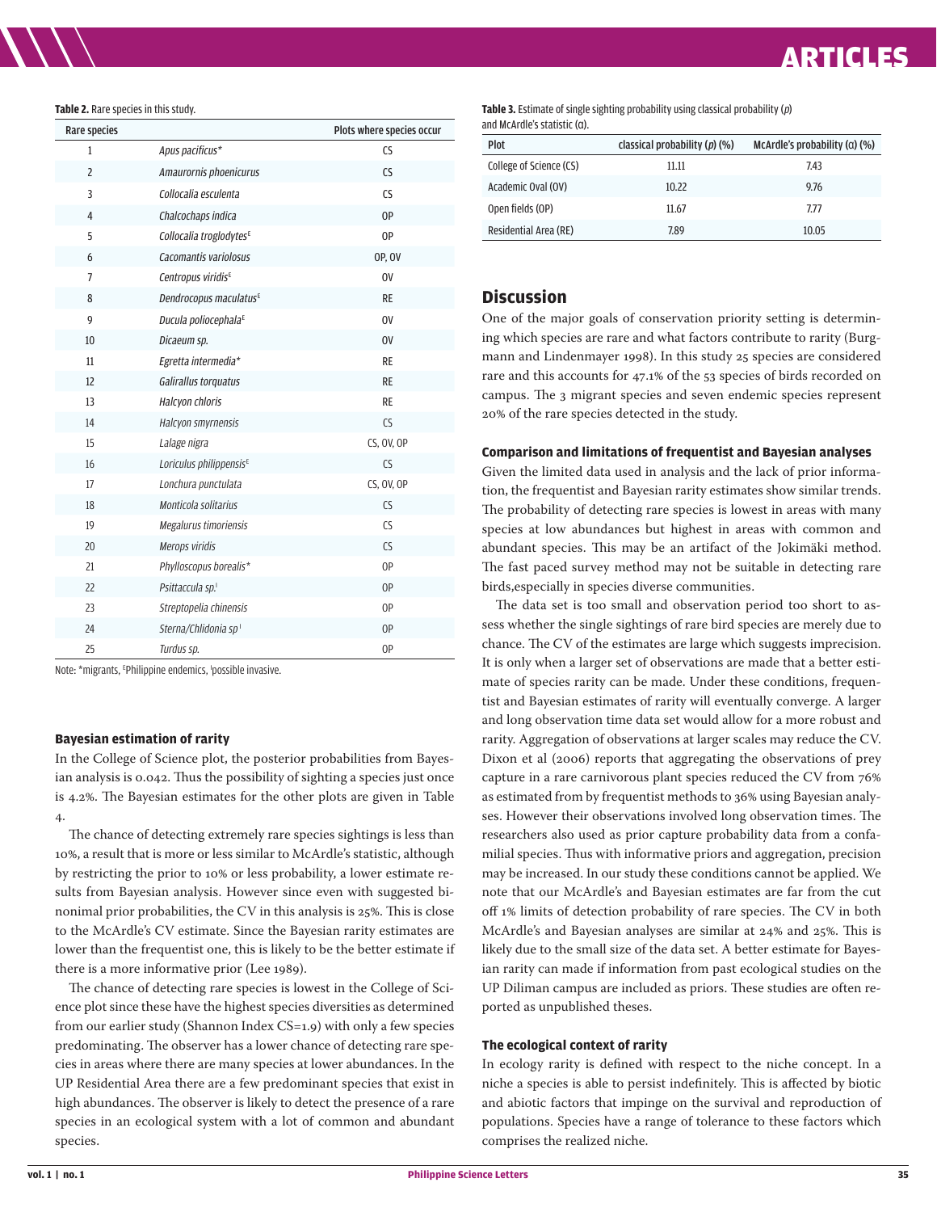**Table 2.** Rare species in this study.

| Rare species | | Plots where species occur |
|---|---|---|
| 1 | *Apus pacificus** | CS |
| 2 | *Amaurornis phoenicurus* | CS |
| 3 | *Collocalia esculenta* | CS |
| 4 | *Chalcochaps indica* | OP |
| 5 | *Collocalia troglodytes*[E] | OP |
| 6 | *Cacomantis variolosus* | OP, OV |
| 7 | *Centropus viridis*[E] | OV |
| 8 | *Dendrocopus maculatus*[E] | RE |
| 9 | *Ducula poliocephala*[E] | OV |
| 10 | *Dicaeum sp.* | OV |
| 11 | *Egretta intermedia** | RE |
| 12 | *Galirallus torquatus* | RE |
| 13 | *Halcyon chloris* | RE |
| 14 | *Halcyon smyrnensis* | CS |
| 15 | *Lalage nigra* | CS, OV, OP |
| 16 | *Loriculus philippensis*[E] | CS |
| 17 | *Lonchura punctulata* | CS, OV, OP |
| 18 | *Monticola solitarius* | CS |
| 19 | *Megalurus timoriensis* | CS |
| 20 | *Merops viridis* | CS |
| 21 | *Phylloscopus borealis** | OP |
| 22 | *Psittaccula sp.*[I] | OP |
| 23 | *Streptopelia chinensis* | OP |
| 24 | *Sterna/Chlidonia sp*[I] | OP |
| 25 | *Turdus sp.* | OP |

Note: *migrants, [E]Philippine endemics, [I]possible invasive.

### Bayesian estimation of rarity

In the College of Science plot, the posterior probabilities from Bayesian analysis is 0.042. Thus the possibility of sighting a species just once is 4.2%. The Bayesian estimates for the other plots are given in Table 4.

The chance of detecting extremely rare species sightings is less than 10%, a result that is more or less similar to McArdle's statistic, although by restricting the prior to 10% or less probability, a lower estimate results from Bayesian analysis. However since even with suggested binonimal prior probabilities, the CV in this analysis is 25%. This is close to the McArdle's CV estimate. Since the Bayesian rarity estimates are lower than the frequentist one, this is likely to be the better estimate if there is a more informative prior (Lee 1989).

The chance of detecting rare species is lowest in the College of Science plot since these have the highest species diversities as determined from our earlier study (Shannon Index CS=1.9) with only a few species predominating. The observer has a lower chance of detecting rare species in areas where there are many species at lower abundances. In the UP Residential Area there are a few predominant species that exist in high abundances. The observer is likely to detect the presence of a rare species in an ecological system with a lot of common and abundant species.

**Table 3.** Estimate of single sighting probability using classical probability ($p$) and McArdle's statistic ($\alpha$).

| Plot | classical probability ($p$) (%) | McArdle's probability ($\alpha$) (%) |
|---|---|---|
| College of Science (CS) | 11.11 | 7.43 |
| Academic Oval (OV) | 10.22 | 9.76 |
| Open fields (OP) | 11.67 | 7.77 |
| Residential Area (RE) | 7.89 | 10.05 |

## Discussion

One of the major goals of conservation priority setting is determining which species are rare and what factors contribute to rarity (Burgmann and Lindenmayer 1998). In this study 25 species are considered rare and this accounts for 47.1% of the 53 species of birds recorded on campus. The 3 migrant species and seven endemic species represent 20% of the rare species detected in the study.

### Comparison and limitations of frequentist and Bayesian analyses

Given the limited data used in analysis and the lack of prior information, the frequentist and Bayesian rarity estimates show similar trends. The probability of detecting rare species is lowest in areas with many species at low abundances but highest in areas with common and abundant species. This may be an artifact of the Jokimäki method. The fast paced survey method may not be suitable in detecting rare birds,especially in species diverse communities.

The data set is too small and observation period too short to assess whether the single sightings of rare bird species are merely due to chance. The CV of the estimates are large which suggests imprecision. It is only when a larger set of observations are made that a better estimate of species rarity can be made. Under these conditions, frequentist and Bayesian estimates of rarity will eventually converge. A larger and long observation time data set would allow for a more robust and rarity. Aggregation of observations at larger scales may reduce the CV. Dixon et al (2006) reports that aggregating the observations of prey capture in a rare carnivorous plant species reduced the CV from 76% as estimated from by frequentist methods to 36% using Bayesian analyses. However their observations involved long observation times. The researchers also used as prior capture probability data from a confamilial species. Thus with informative priors and aggregation, precision may be increased. In our study these conditions cannot be applied. We note that our McArdle's and Bayesian estimates are far from the cut off 1% limits of detection probability of rare species. The CV in both McArdle's and Bayesian analyses are similar at 24% and 25%. This is likely due to the small size of the data set. A better estimate for Bayesian rarity can made if information from past ecological studies on the UP Diliman campus are included as priors. These studies are often reported as unpublished theses.

### The ecological context of rarity

In ecology rarity is defined with respect to the niche concept. In a niche a species is able to persist indefinitely. This is affected by biotic and abiotic factors that impinge on the survival and reproduction of populations. Species have a range of tolerance to these factors which comprises the realized niche.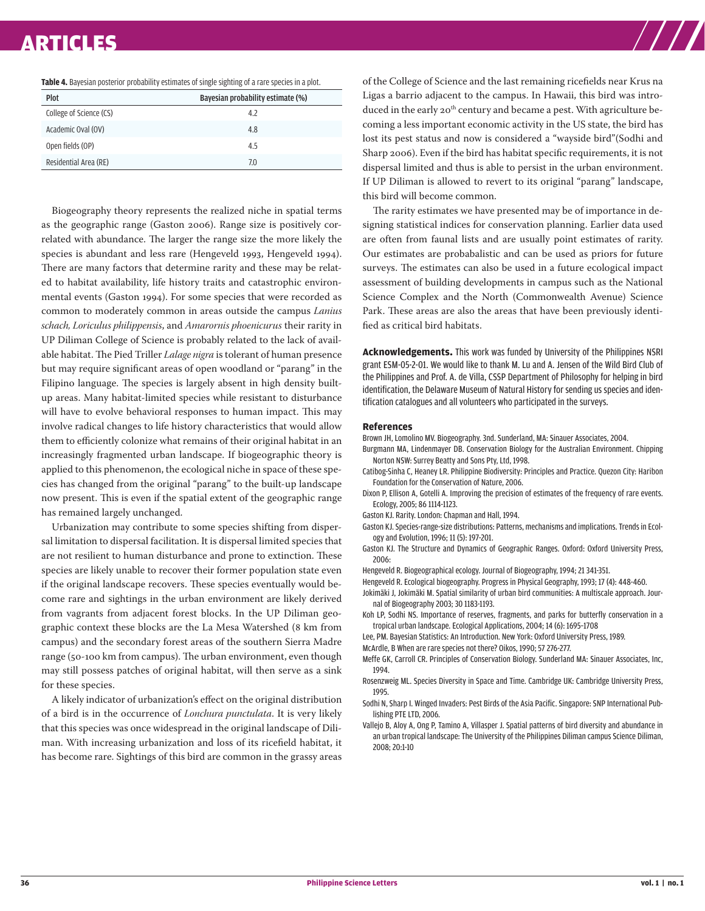**Table 4.** Bayesian posterior probability estimates of single sighting of a rare species in a plot.

| Plot | Bayesian probability estimate (%) |
|---|---|
| College of Science (CS) | 4.2 |
| Academic Oval (OV) | 4.8 |
| Open fields (OP) | 4.5 |
| Residential Area (RE) | 7.0 |

Biogeography theory represents the realized niche in spatial terms as the geographic range (Gaston 2006). Range size is positively correlated with abundance. The larger the range size the more likely the species is abundant and less rare (Hengeveld 1993, Hengeveld 1994). There are many factors that determine rarity and these may be related to habitat availability, life history traits and catastrophic environmental events (Gaston 1994). For some species that were recorded as common to moderately common in areas outside the campus *Lanius schach, Loriculus philippensis*, and *Amarornis phoenicurus* their rarity in UP Diliman College of Science is probably related to the lack of available habitat. The Pied Triller *Lalage nigra* is tolerant of human presence but may require significant areas of open woodland or "parang" in the Filipino language. The species is largely absent in high density built-up areas. Many habitat-limited species while resistant to disturbance will have to evolve behavioral responses to human impact. This may involve radical changes to life history characteristics that would allow them to efficiently colonize what remains of their original habitat in an increasingly fragmented urban landscape. If biogeographic theory is applied to this phenomenon, the ecological niche in space of these species has changed from the original "parang" to the built-up landscape now present. This is even if the spatial extent of the geographic range has remained largely unchanged.

Urbanization may contribute to some species shifting from dispersal limitation to dispersal facilitation. It is dispersal limited species that are not resilient to human disturbance and prone to extinction. These species are likely unable to recover their former population state even if the original landscape recovers. These species eventually would become rare and sightings in the urban environment are likely derived from vagrants from adjacent forest blocks. In the UP Diliman geographic context these blocks are the La Mesa Watershed (8 km from campus) and the secondary forest areas of the southern Sierra Madre range (50-100 km from campus). The urban environment, even though may still possess patches of original habitat, will then serve as a sink for these species.

A likely indicator of urbanization's effect on the original distribution of a bird is in the occurrence of *Lonchura punctulata*. It is very likely that this species was once widespread in the original landscape of Diliman. With increasing urbanization and loss of its ricefield habitat, it has become rare. Sightings of this bird are common in the grassy areas of the College of Science and the last remaining ricefields near Krus na Ligas a barrio adjacent to the campus. In Hawaii, this bird was introduced in the early 20th century and became a pest. With agriculture becoming a less important economic activity in the US state, the bird has lost its pest status and now is considered a "wayside bird"(Sodhi and Sharp 2006). Even if the bird has habitat specific requirements, it is not dispersal limited and thus is able to persist in the urban environment. If UP Diliman is allowed to revert to its original "parang" landscape, this bird will become common.

The rarity estimates we have presented may be of importance in designing statistical indices for conservation planning. Earlier data used are often from faunal lists and are usually point estimates of rarity. Our estimates are probabalistic and can be used as priors for future surveys. The estimates can also be used in a future ecological impact assessment of building developments in campus such as the National Science Complex and the North (Commonwealth Avenue) Science Park. These areas are also the areas that have been previously identified as critical bird habitats.

**Acknowledgements.** This work was funded by University of the Philippines NSRI grant ESM-05-2-01. We would like to thank M. Lu and A. Jensen of the Wild Bird Club of the Philippines and Prof. A. de Villa, CSSP Department of Philosophy for helping in bird identification, the Delaware Museum of Natural History for sending us species and identification catalogues and all volunteers who participated in the surveys.

## References

Brown JH, Lomolino MV. Biogeography. 3nd. Sunderland, MA: Sinauer Associates, 2004.

Burgmann MA, Lindenmayer DB. Conservation Biology for the Australian Environment. Chipping Norton NSW: Surrey Beatty and Sons Pty, Ltd, 1998.

Catibog-Sinha C, Heaney LR. Philippine Biodiversity: Principles and Practice. Quezon City: Haribon Foundation for the Conservation of Nature, 2006.

Dixon P, Ellison A, Gotelli A. Improving the precision of estimates of the frequency of rare events. Ecology, 2005; 86 1114-1123.

Gaston KJ. Rarity. London: Chapman and Hall, 1994.

Gaston KJ. Species-range-size distributions: Patterns, mechanisms and implications. Trends in Ecology and Evolution, 1996; 11 (5): 197-201.

Gaston KJ. The Structure and Dynamics of Geographic Ranges. Oxford: Oxford University Press, 2006:

Hengeveld R. Biogeographical ecology. Journal of Biogeography, 1994; 21 341-351.

Hengeveld R. Ecological biogeography. Progress in Physical Geography, 1993; 17 (4): 448-460.

Jokimäki J, Jokimäki M. Spatial similarity of urban bird communities: A multiscale approach. Journal of Biogeography 2003; 30 1183-1193.

Koh LP, Sodhi NS. Importance of reserves, fragments, and parks for butterfly conservation in a tropical urban landscape. Ecological Applications, 2004; 14 (6): 1695-1708

Lee, PM. Bayesian Statistics: An Introduction. New York: Oxford University Press, 1989.

McArdle, B When are rare species not there? Oikos, 1990; 57 276-277.

Meffe GK, Carroll CR. Principles of Conservation Biology. Sunderland MA: Sinauer Associates, Inc, 1994.

Rosenzweig ML. Species Diversity in Space and Time. Cambridge UK: Cambridge University Press, 1995.

Sodhi N, Sharp I. Winged Invaders: Pest Birds of the Asia Pacific. Singapore: SNP International Publishing PTE LTD, 2006.

Vallejo B, Aloy A, Ong P, Tamino A, Villasper J. Spatial patterns of bird diversity and abundance in an urban tropical landscape: The University of the Philippines Diliman campus Science Diliman, 2008; 20:1-10